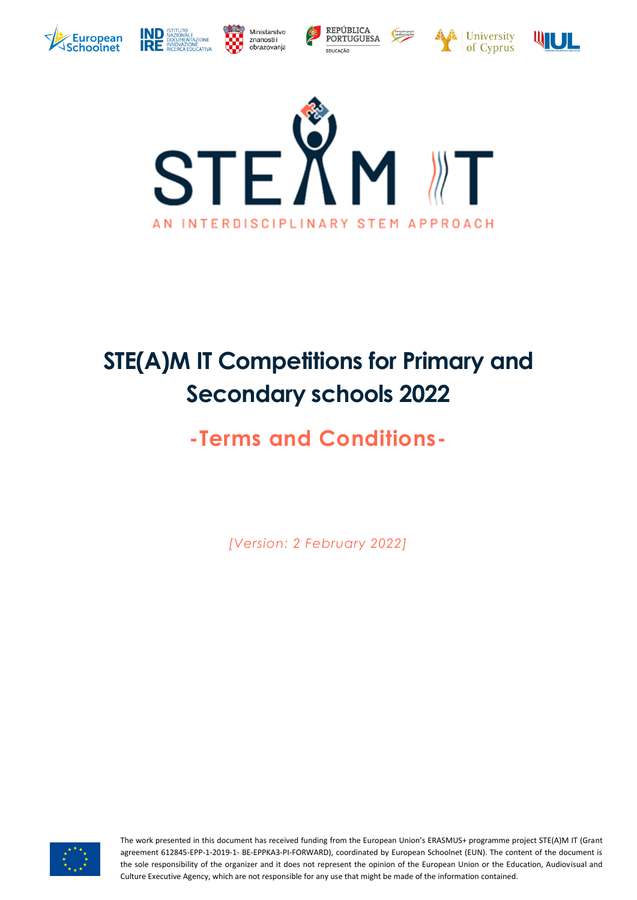# STE(A)M IT Competitions for Primary and Secondary schools 2022

## -Terms and Conditions-

*[Version: 2 February 2022]*

The work presented in this document has received funding from the European Union's ERASMUS+ programme project STE(A)M IT (Grant agreement 612845-EPP-1-2019-1- BE-EPPKA3-PI-FORWARD), coordinated by European Schoolnet (EUN). The content of the document is the sole responsibility of the organizer and it does not represent the opinion of the European Union or the Education, Audiovisual and Culture Executive Agency, which are not responsible for any use that might be made of the information contained.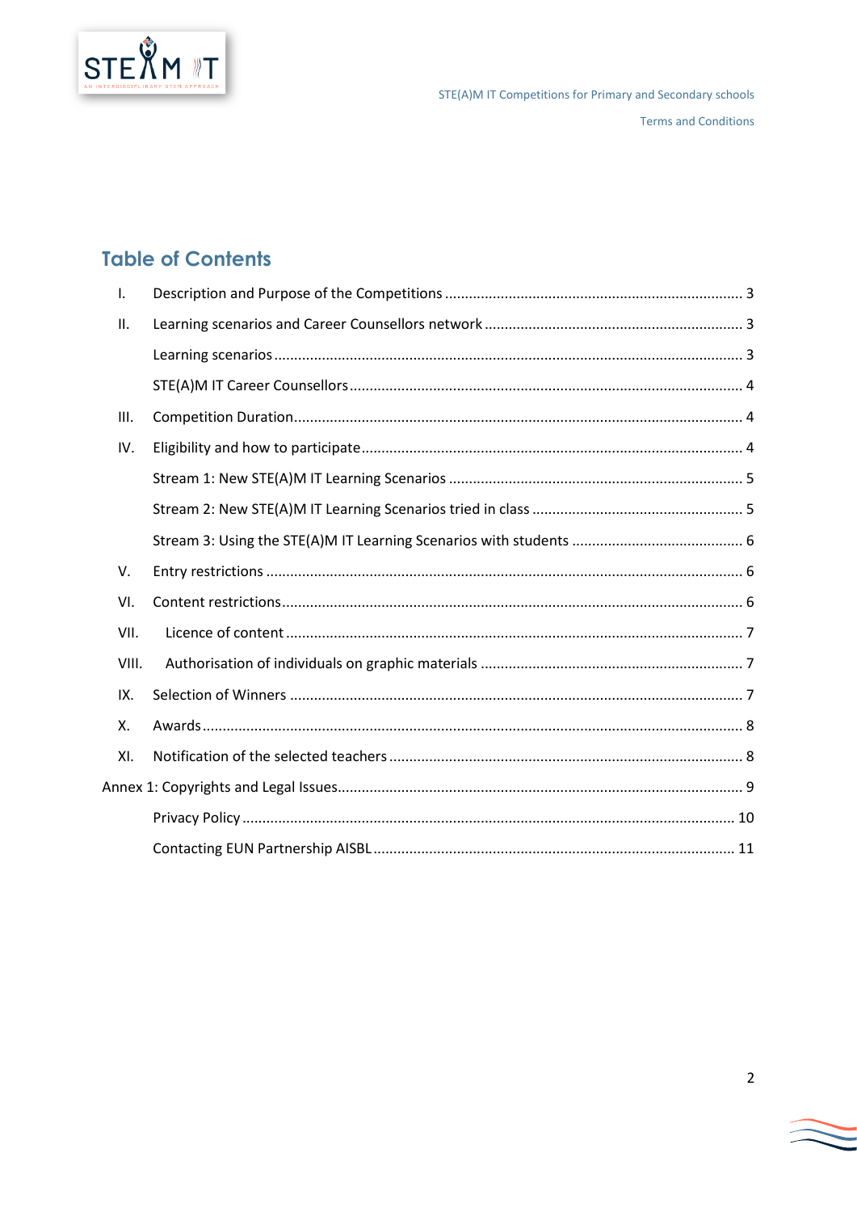## Table of Contents

| | | |
|---|---|---|
| I. | Description and Purpose of the Competitions | 3 |
| II. | Learning scenarios and Career Counsellors network | 3 |
| | Learning scenarios | 3 |
| | STE(A)M IT Career Counsellors | 4 |
| III. | Competition Duration | 4 |
| IV. | Eligibility and how to participate | 4 |
| | Stream 1: New STE(A)M IT Learning Scenarios | 5 |
| | Stream 2: New STE(A)M IT Learning Scenarios tried in class | 5 |
| | Stream 3: Using the STE(A)M IT Learning Scenarios with students | 6 |
| V. | Entry restrictions | 6 |
| VI. | Content restrictions | 6 |
| VII. | Licence of content | 7 |
| VIII. | Authorisation of individuals on graphic materials | 7 |
| IX. | Selection of Winners | 7 |
| X. | Awards | 8 |
| XI. | Notification of the selected teachers | 8 |
| Annex 1: Copyrights and Legal Issues | | 9 |
| | Privacy Policy | 10 |
| | Contacting EUN Partnership AISBL | 11 |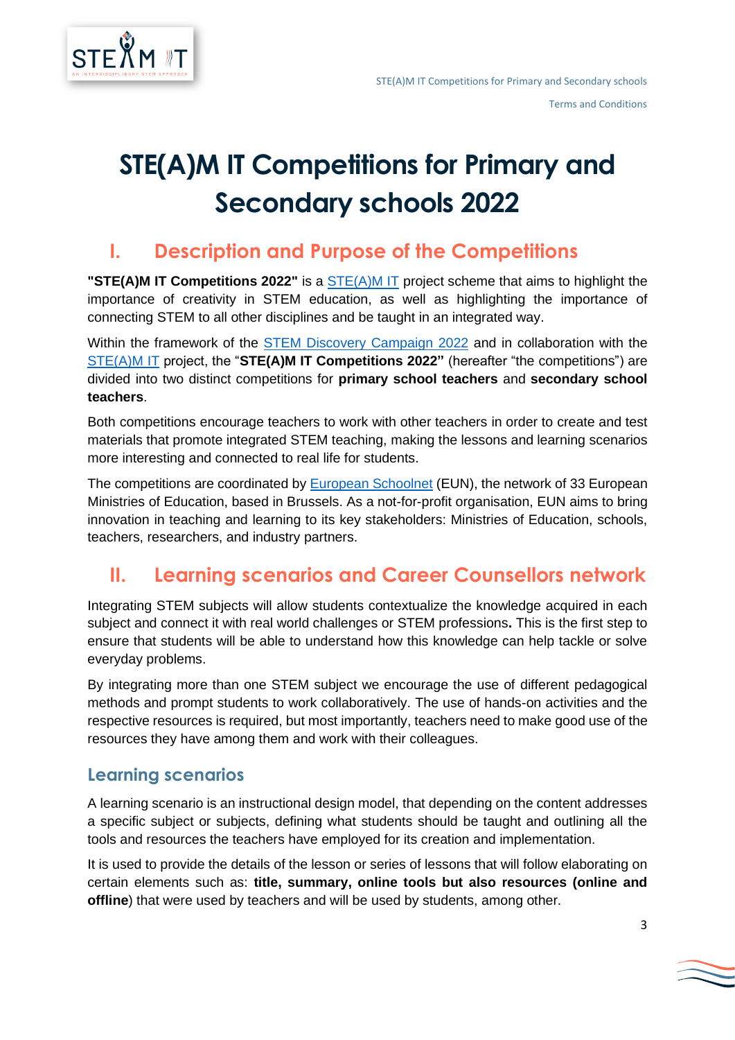# STE(A)M IT Competitions for Primary and Secondary schools 2022

## I. Description and Purpose of the Competitions

**"STE(A)M IT Competitions 2022"** is a STE(A)M IT project scheme that aims to highlight the importance of creativity in STEM education, as well as highlighting the importance of connecting STEM to all other disciplines and be taught in an integrated way.

Within the framework of the STEM Discovery Campaign 2022 and in collaboration with the STE(A)M IT project, the "**STE(A)M IT Competitions 2022"** (hereafter "the competitions") are divided into two distinct competitions for **primary school teachers** and **secondary school teachers**.

Both competitions encourage teachers to work with other teachers in order to create and test materials that promote integrated STEM teaching, making the lessons and learning scenarios more interesting and connected to real life for students.

The competitions are coordinated by European Schoolnet (EUN), the network of 33 European Ministries of Education, based in Brussels. As a not-for-profit organisation, EUN aims to bring innovation in teaching and learning to its key stakeholders: Ministries of Education, schools, teachers, researchers, and industry partners.

## II. Learning scenarios and Career Counsellors network

Integrating STEM subjects will allow students contextualize the knowledge acquired in each subject and connect it with real world challenges or STEM professions**.** This is the first step to ensure that students will be able to understand how this knowledge can help tackle or solve everyday problems.

By integrating more than one STEM subject we encourage the use of different pedagogical methods and prompt students to work collaboratively. The use of hands-on activities and the respective resources is required, but most importantly, teachers need to make good use of the resources they have among them and work with their colleagues.

### Learning scenarios

A learning scenario is an instructional design model, that depending on the content addresses a specific subject or subjects, defining what students should be taught and outlining all the tools and resources the teachers have employed for its creation and implementation.

It is used to provide the details of the lesson or series of lessons that will follow elaborating on certain elements such as: **title, summary, online tools but also resources (online and offline**) that were used by teachers and will be used by students, among other.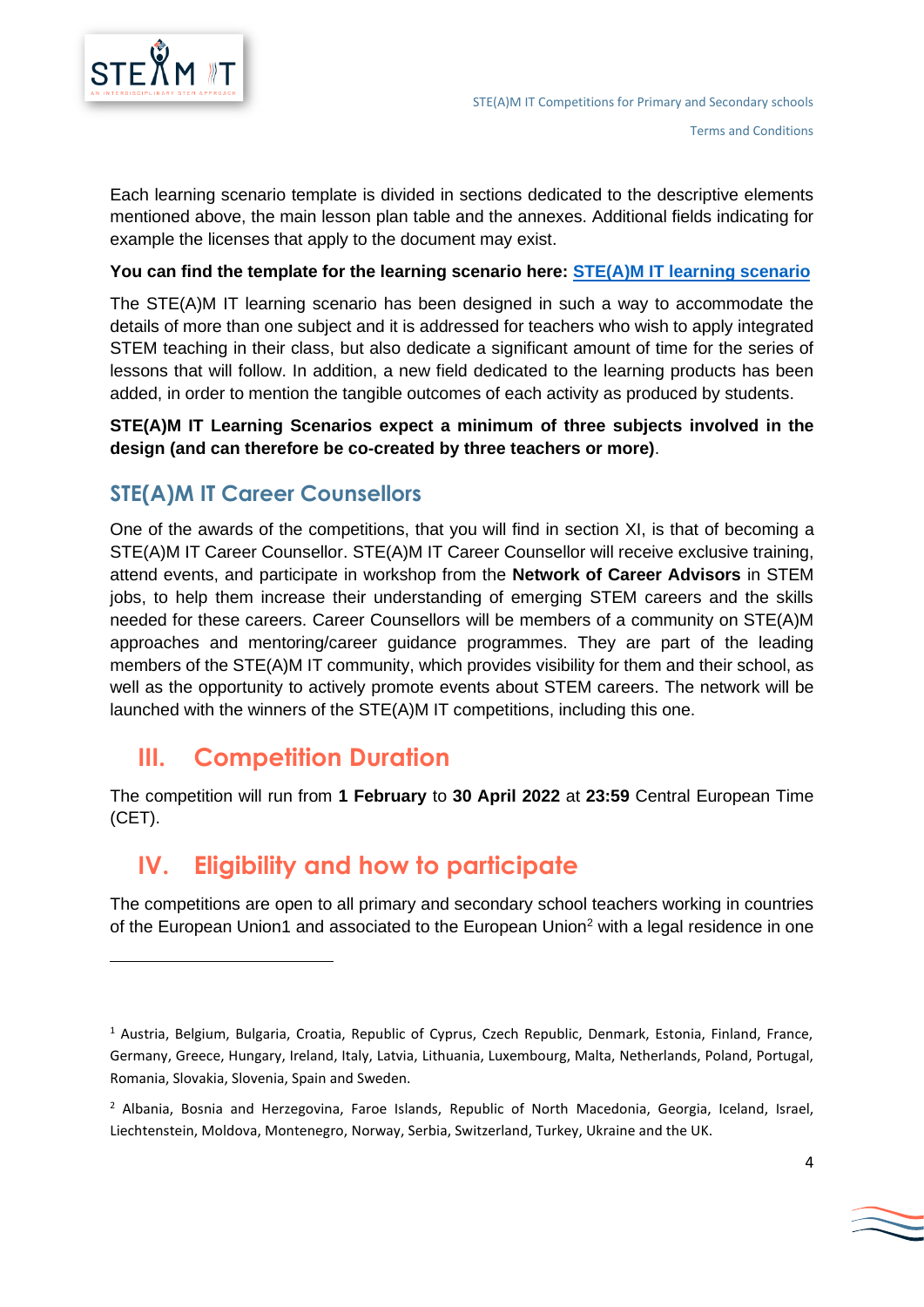Each learning scenario template is divided in sections dedicated to the descriptive elements mentioned above, the main lesson plan table and the annexes. Additional fields indicating for example the licenses that apply to the document may exist.

**You can find the template for the learning scenario here: STE(A)M IT learning scenario**

The STE(A)M IT learning scenario has been designed in such a way to accommodate the details of more than one subject and it is addressed for teachers who wish to apply integrated STEM teaching in their class, but also dedicate a significant amount of time for the series of lessons that will follow. In addition, a new field dedicated to the learning products has been added, in order to mention the tangible outcomes of each activity as produced by students.

**STE(A)M IT Learning Scenarios expect a minimum of three subjects involved in the design (and can therefore be co-created by three teachers or more)**.

### STE(A)M IT Career Counsellors

One of the awards of the competitions, that you will find in section XI, is that of becoming a STE(A)M IT Career Counsellor. STE(A)M IT Career Counsellor will receive exclusive training, attend events, and participate in workshop from the **Network of Career Advisors** in STEM jobs, to help them increase their understanding of emerging STEM careers and the skills needed for these careers. Career Counsellors will be members of a community on STE(A)M approaches and mentoring/career guidance programmes. They are part of the leading members of the STE(A)M IT community, which provides visibility for them and their school, as well as the opportunity to actively promote events about STEM careers. The network will be launched with the winners of the STE(A)M IT competitions, including this one.

## III. Competition Duration

The competition will run from **1 February** to **30 April 2022** at **23:59** Central European Time (CET).

## IV. Eligibility and how to participate

The competitions are open to all primary and secondary school teachers working in countries of the European Union1 and associated to the European Union[2] with a legal residence in one

---

[1] Austria, Belgium, Bulgaria, Croatia, Republic of Cyprus, Czech Republic, Denmark, Estonia, Finland, France, Germany, Greece, Hungary, Ireland, Italy, Latvia, Lithuania, Luxembourg, Malta, Netherlands, Poland, Portugal, Romania, Slovakia, Slovenia, Spain and Sweden.

[2] Albania, Bosnia and Herzegovina, Faroe Islands, Republic of North Macedonia, Georgia, Iceland, Israel, Liechtenstein, Moldova, Montenegro, Norway, Serbia, Switzerland, Turkey, Ukraine and the UK.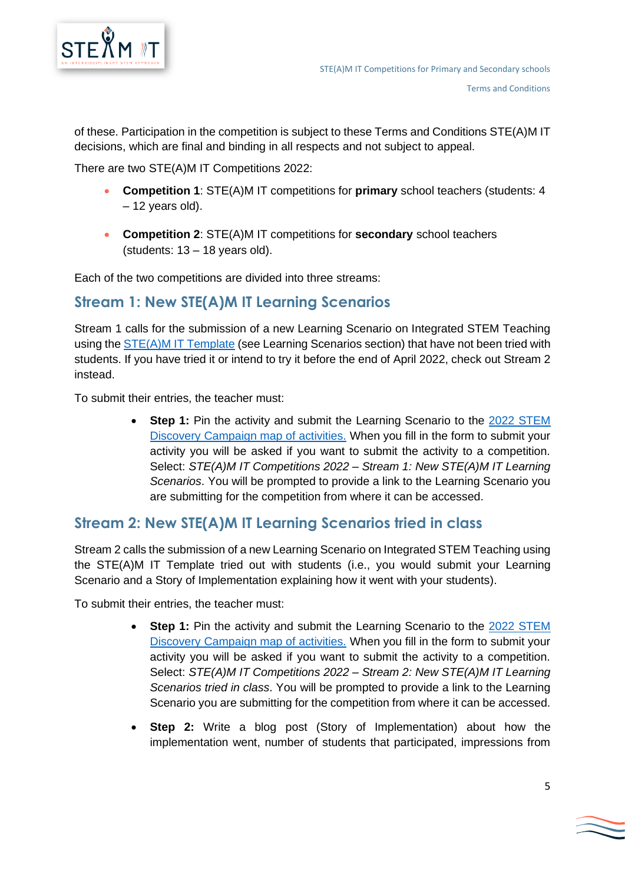of these. Participation in the competition is subject to these Terms and Conditions STE(A)M IT decisions, which are final and binding in all respects and not subject to appeal.

There are two STE(A)M IT Competitions 2022:

- **Competition 1**: STE(A)M IT competitions for **primary** school teachers (students: 4 – 12 years old).
- **Competition 2**: STE(A)M IT competitions for **secondary** school teachers (students: 13 – 18 years old).

Each of the two competitions are divided into three streams:

## Stream 1: New STE(A)M IT Learning Scenarios

Stream 1 calls for the submission of a new Learning Scenario on Integrated STEM Teaching using the STE(A)M IT Template (see Learning Scenarios section) that have not been tried with students. If you have tried it or intend to try it before the end of April 2022, check out Stream 2 instead.

To submit their entries, the teacher must:

- **Step 1:** Pin the activity and submit the Learning Scenario to the 2022 STEM Discovery Campaign map of activities. When you fill in the form to submit your activity you will be asked if you want to submit the activity to a competition. Select: *STE(A)M IT Competitions 2022 – Stream 1: New STE(A)M IT Learning Scenarios*. You will be prompted to provide a link to the Learning Scenario you are submitting for the competition from where it can be accessed.

## Stream 2: New STE(A)M IT Learning Scenarios tried in class

Stream 2 calls the submission of a new Learning Scenario on Integrated STEM Teaching using the STE(A)M IT Template tried out with students (i.e., you would submit your Learning Scenario and a Story of Implementation explaining how it went with your students).

To submit their entries, the teacher must:

- **Step 1:** Pin the activity and submit the Learning Scenario to the 2022 STEM Discovery Campaign map of activities. When you fill in the form to submit your activity you will be asked if you want to submit the activity to a competition. Select: *STE(A)M IT Competitions 2022 – Stream 2: New STE(A)M IT Learning Scenarios tried in class*. You will be prompted to provide a link to the Learning Scenario you are submitting for the competition from where it can be accessed.
- **Step 2:** Write a blog post (Story of Implementation) about how the implementation went, number of students that participated, impressions from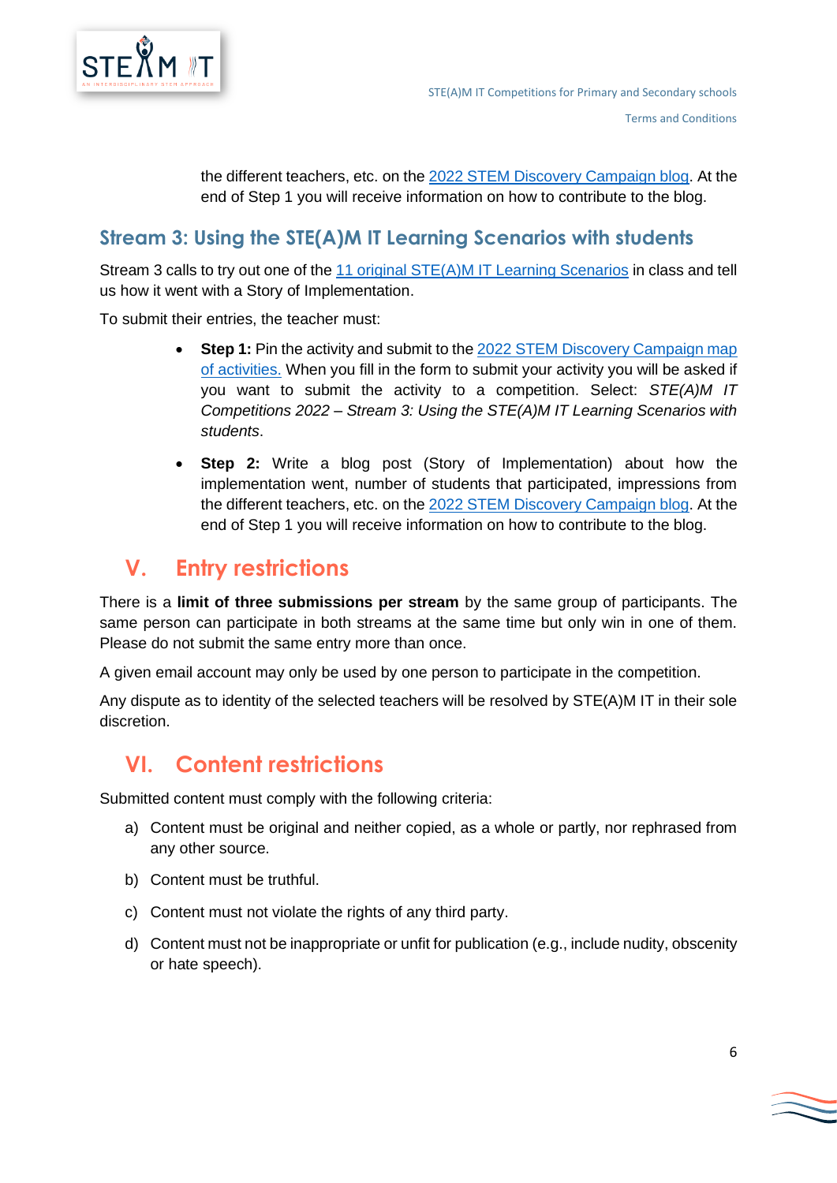the different teachers, etc. on the [2022 STEM Discovery Campaign blog](). At the end of Step 1 you will receive information on how to contribute to the blog.

### Stream 3: Using the STE(A)M IT Learning Scenarios with students

Stream 3 calls to try out one of the 11 original STE(A)M IT Learning Scenarios in class and tell us how it went with a Story of Implementation.

To submit their entries, the teacher must:

- **Step 1:** Pin the activity and submit to the 2022 STEM Discovery Campaign map of activities. When you fill in the form to submit your activity you will be asked if you want to submit the activity to a competition. Select: *STE(A)M IT Competitions 2022 – Stream 3: Using the STE(A)M IT Learning Scenarios with students*.
- **Step 2:** Write a blog post (Story of Implementation) about how the implementation went, number of students that participated, impressions from the different teachers, etc. on the 2022 STEM Discovery Campaign blog. At the end of Step 1 you will receive information on how to contribute to the blog.

## V. Entry restrictions

There is a **limit of three submissions per stream** by the same group of participants. The same person can participate in both streams at the same time but only win in one of them. Please do not submit the same entry more than once.

A given email account may only be used by one person to participate in the competition.

Any dispute as to identity of the selected teachers will be resolved by STE(A)M IT in their sole discretion.

## VI. Content restrictions

Submitted content must comply with the following criteria:

a) Content must be original and neither copied, as a whole or partly, nor rephrased from any other source.

b) Content must be truthful.

c) Content must not violate the rights of any third party.

d) Content must not be inappropriate or unfit for publication (e.g., include nudity, obscenity or hate speech).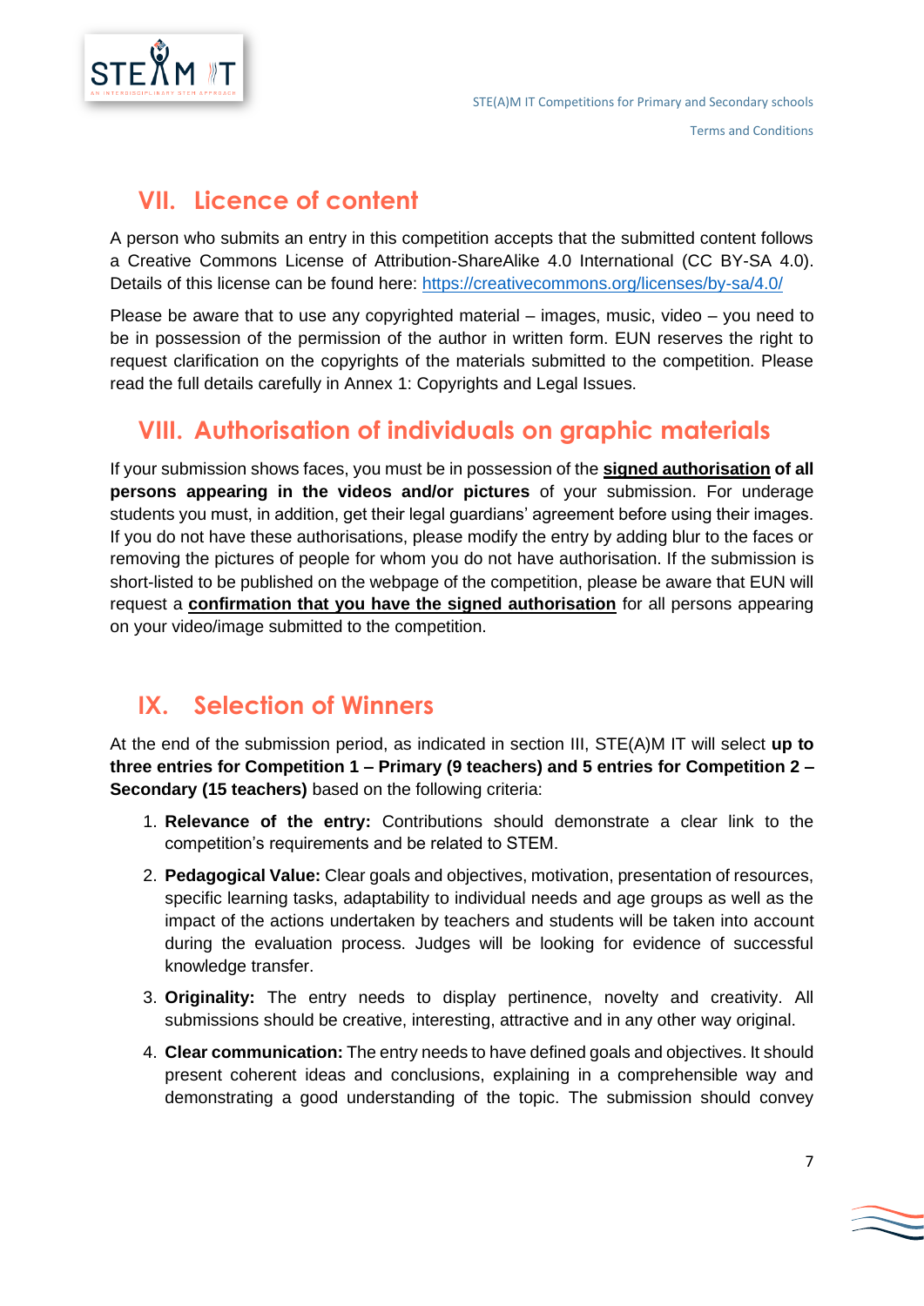## VII. Licence of content

A person who submits an entry in this competition accepts that the submitted content follows a Creative Commons License of Attribution-ShareAlike 4.0 International (CC BY-SA 4.0). Details of this license can be found here: https://creativecommons.org/licenses/by-sa/4.0/

Please be aware that to use any copyrighted material – images, music, video – you need to be in possession of the permission of the author in written form. EUN reserves the right to request clarification on the copyrights of the materials submitted to the competition. Please read the full details carefully in Annex 1: Copyrights and Legal Issues.

## VIII. Authorisation of individuals on graphic materials

If your submission shows faces, you must be in possession of the **signed authorisation of all persons appearing in the videos and/or pictures** of your submission. For underage students you must, in addition, get their legal guardians' agreement before using their images. If you do not have these authorisations, please modify the entry by adding blur to the faces or removing the pictures of people for whom you do not have authorisation. If the submission is short-listed to be published on the webpage of the competition, please be aware that EUN will request a **confirmation that you have the signed authorisation** for all persons appearing on your video/image submitted to the competition.

## IX. Selection of Winners

At the end of the submission period, as indicated in section III, STE(A)M IT will select **up to three entries for Competition 1 – Primary (9 teachers) and 5 entries for Competition 2 – Secondary (15 teachers)** based on the following criteria:

1. **Relevance of the entry:** Contributions should demonstrate a clear link to the competition's requirements and be related to STEM.
2. **Pedagogical Value:** Clear goals and objectives, motivation, presentation of resources, specific learning tasks, adaptability to individual needs and age groups as well as the impact of the actions undertaken by teachers and students will be taken into account during the evaluation process. Judges will be looking for evidence of successful knowledge transfer.
3. **Originality:** The entry needs to display pertinence, novelty and creativity. All submissions should be creative, interesting, attractive and in any other way original.
4. **Clear communication:** The entry needs to have defined goals and objectives. It should present coherent ideas and conclusions, explaining in a comprehensible way and demonstrating a good understanding of the topic. The submission should convey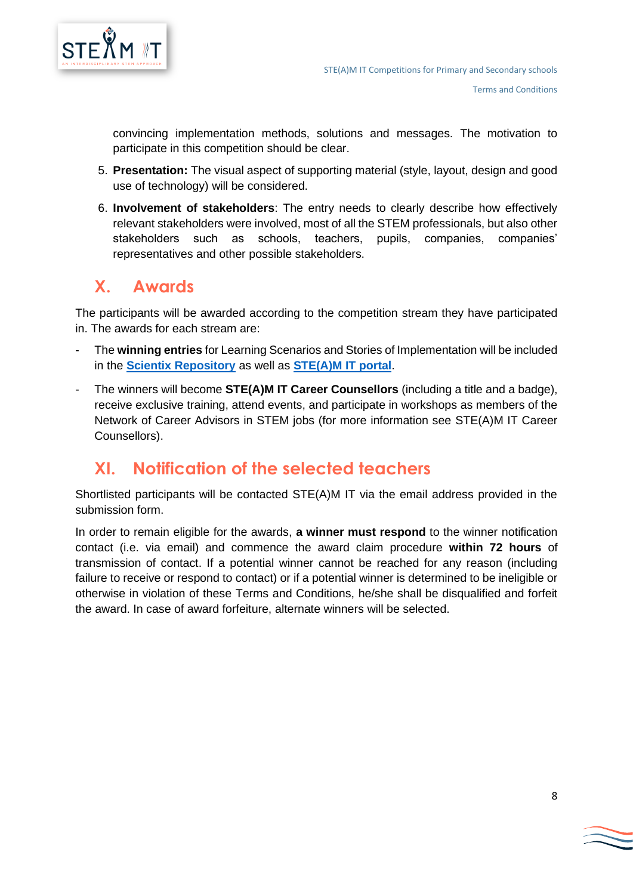convincing implementation methods, solutions and messages. The motivation to participate in this competition should be clear.

5. **Presentation:** The visual aspect of supporting material (style, layout, design and good use of technology) will be considered.
6. **Involvement of stakeholders**: The entry needs to clearly describe how effectively relevant stakeholders were involved, most of all the STEM professionals, but also other stakeholders such as schools, teachers, pupils, companies, companies' representatives and other possible stakeholders.

## X. Awards

The participants will be awarded according to the competition stream they have participated in. The awards for each stream are:

- The **winning entries** for Learning Scenarios and Stories of Implementation will be included in the **Scientix Repository** as well as **STE(A)M IT portal**.
- The winners will become **STE(A)M IT Career Counsellors** (including a title and a badge), receive exclusive training, attend events, and participate in workshops as members of the Network of Career Advisors in STEM jobs (for more information see STE(A)M IT Career Counsellors).

## XI. Notification of the selected teachers

Shortlisted participants will be contacted STE(A)M IT via the email address provided in the submission form.

In order to remain eligible for the awards, **a winner must respond** to the winner notification contact (i.e. via email) and commence the award claim procedure **within 72 hours** of transmission of contact. If a potential winner cannot be reached for any reason (including failure to receive or respond to contact) or if a potential winner is determined to be ineligible or otherwise in violation of these Terms and Conditions, he/she shall be disqualified and forfeit the award. In case of award forfeiture, alternate winners will be selected.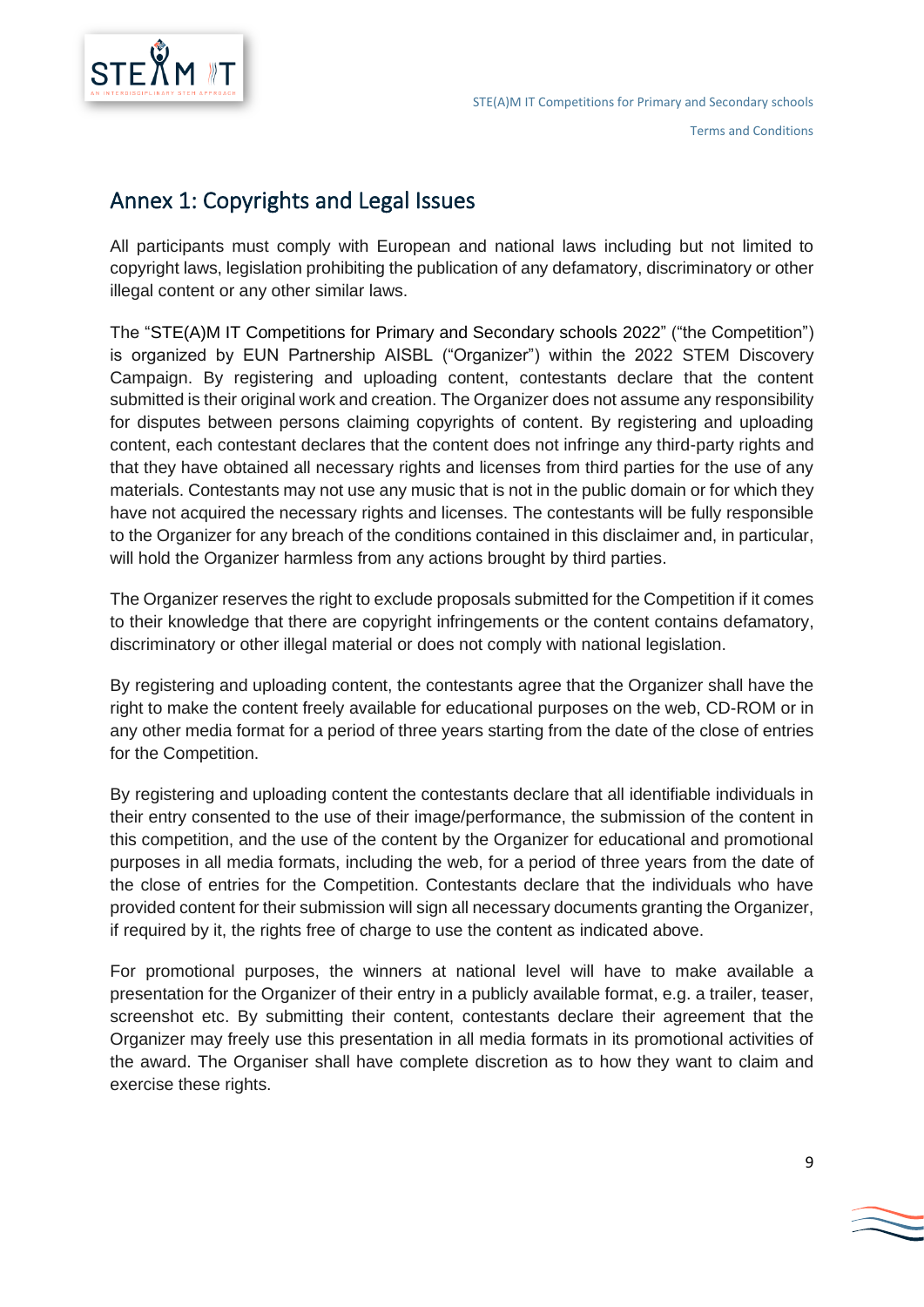## Annex 1: Copyrights and Legal Issues

All participants must comply with European and national laws including but not limited to copyright laws, legislation prohibiting the publication of any defamatory, discriminatory or other illegal content or any other similar laws.

The "STE(A)M IT Competitions for Primary and Secondary schools 2022" ("the Competition") is organized by EUN Partnership AISBL ("Organizer") within the 2022 STEM Discovery Campaign. By registering and uploading content, contestants declare that the content submitted is their original work and creation. The Organizer does not assume any responsibility for disputes between persons claiming copyrights of content. By registering and uploading content, each contestant declares that the content does not infringe any third-party rights and that they have obtained all necessary rights and licenses from third parties for the use of any materials. Contestants may not use any music that is not in the public domain or for which they have not acquired the necessary rights and licenses. The contestants will be fully responsible to the Organizer for any breach of the conditions contained in this disclaimer and, in particular, will hold the Organizer harmless from any actions brought by third parties.

The Organizer reserves the right to exclude proposals submitted for the Competition if it comes to their knowledge that there are copyright infringements or the content contains defamatory, discriminatory or other illegal material or does not comply with national legislation.

By registering and uploading content, the contestants agree that the Organizer shall have the right to make the content freely available for educational purposes on the web, CD-ROM or in any other media format for a period of three years starting from the date of the close of entries for the Competition.

By registering and uploading content the contestants declare that all identifiable individuals in their entry consented to the use of their image/performance, the submission of the content in this competition, and the use of the content by the Organizer for educational and promotional purposes in all media formats, including the web, for a period of three years from the date of the close of entries for the Competition. Contestants declare that the individuals who have provided content for their submission will sign all necessary documents granting the Organizer, if required by it, the rights free of charge to use the content as indicated above.

For promotional purposes, the winners at national level will have to make available a presentation for the Organizer of their entry in a publicly available format, e.g. a trailer, teaser, screenshot etc. By submitting their content, contestants declare their agreement that the Organizer may freely use this presentation in all media formats in its promotional activities of the award. The Organiser shall have complete discretion as to how they want to claim and exercise these rights.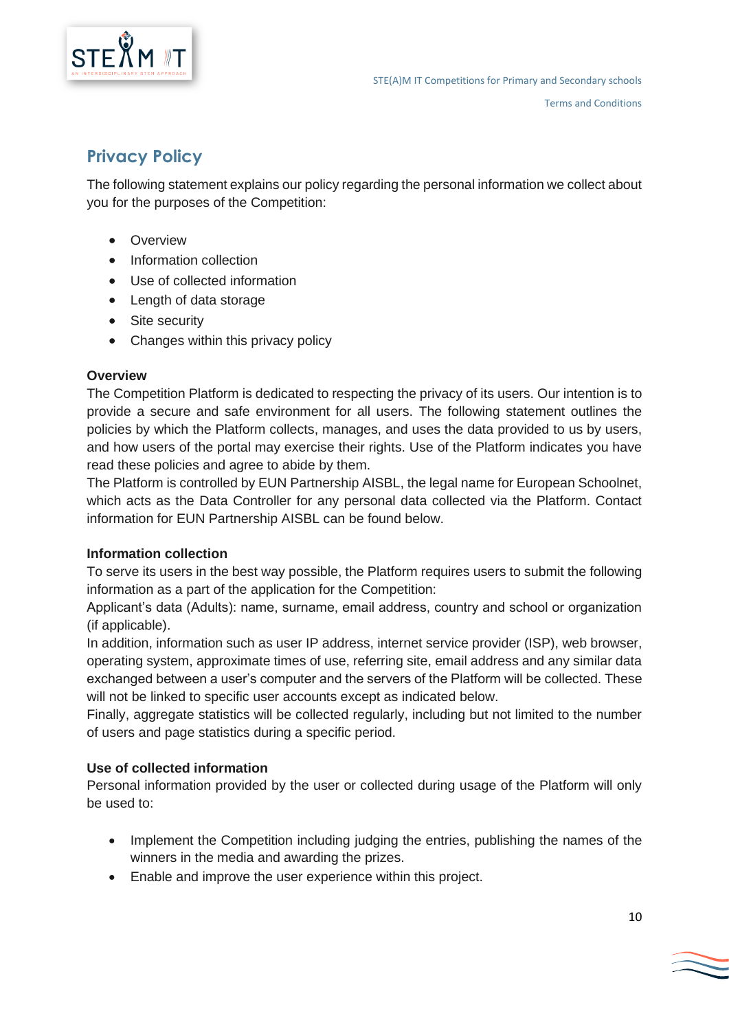## Privacy Policy

The following statement explains our policy regarding the personal information we collect about you for the purposes of the Competition:

- Overview
- Information collection
- Use of collected information
- Length of data storage
- Site security
- Changes within this privacy policy

**Overview**

The Competition Platform is dedicated to respecting the privacy of its users. Our intention is to provide a secure and safe environment for all users. The following statement outlines the policies by which the Platform collects, manages, and uses the data provided to us by users, and how users of the portal may exercise their rights. Use of the Platform indicates you have read these policies and agree to abide by them.

The Platform is controlled by EUN Partnership AISBL, the legal name for European Schoolnet, which acts as the Data Controller for any personal data collected via the Platform. Contact information for EUN Partnership AISBL can be found below.

**Information collection**

To serve its users in the best way possible, the Platform requires users to submit the following information as a part of the application for the Competition:

Applicant's data (Adults): name, surname, email address, country and school or organization (if applicable).

In addition, information such as user IP address, internet service provider (ISP), web browser, operating system, approximate times of use, referring site, email address and any similar data exchanged between a user's computer and the servers of the Platform will be collected. These will not be linked to specific user accounts except as indicated below.

Finally, aggregate statistics will be collected regularly, including but not limited to the number of users and page statistics during a specific period.

**Use of collected information**

Personal information provided by the user or collected during usage of the Platform will only be used to:

- Implement the Competition including judging the entries, publishing the names of the winners in the media and awarding the prizes.
- Enable and improve the user experience within this project.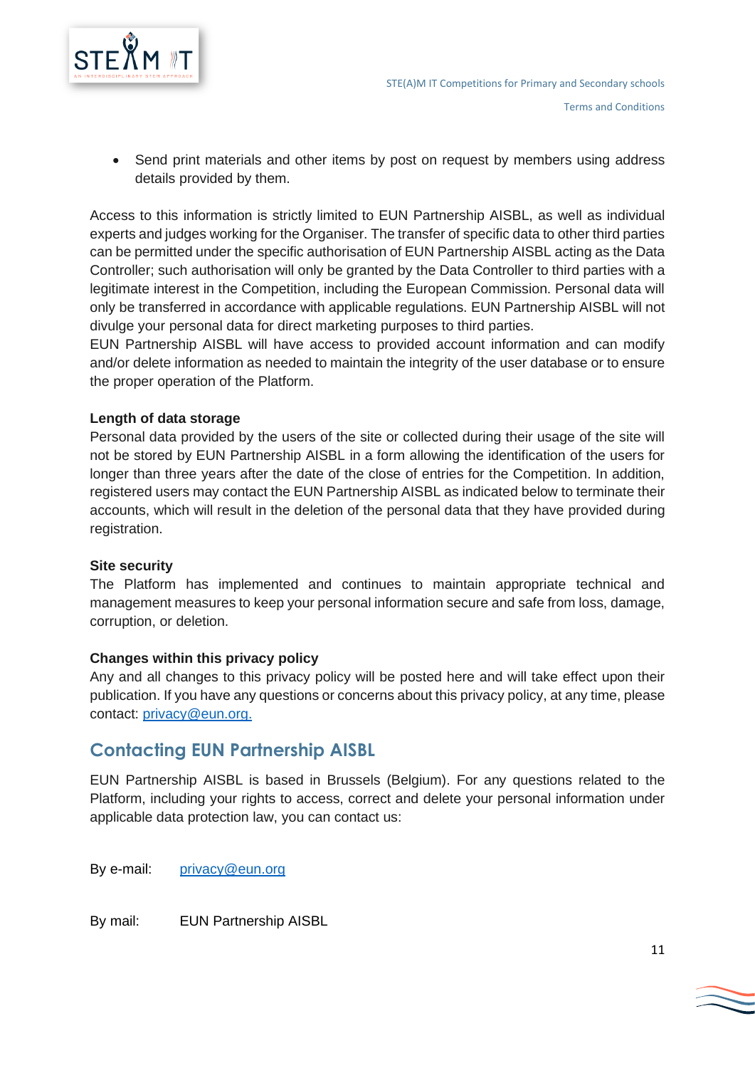- Send print materials and other items by post on request by members using address details provided by them.

Access to this information is strictly limited to EUN Partnership AISBL, as well as individual experts and judges working for the Organiser. The transfer of specific data to other third parties can be permitted under the specific authorisation of EUN Partnership AISBL acting as the Data Controller; such authorisation will only be granted by the Data Controller to third parties with a legitimate interest in the Competition, including the European Commission. Personal data will only be transferred in accordance with applicable regulations. EUN Partnership AISBL will not divulge your personal data for direct marketing purposes to third parties.
EUN Partnership AISBL will have access to provided account information and can modify and/or delete information as needed to maintain the integrity of the user database or to ensure the proper operation of the Platform.

**Length of data storage**
Personal data provided by the users of the site or collected during their usage of the site will not be stored by EUN Partnership AISBL in a form allowing the identification of the users for longer than three years after the date of the close of entries for the Competition. In addition, registered users may contact the EUN Partnership AISBL as indicated below to terminate their accounts, which will result in the deletion of the personal data that they have provided during registration.

**Site security**
The Platform has implemented and continues to maintain appropriate technical and management measures to keep your personal information secure and safe from loss, damage, corruption, or deletion.

**Changes within this privacy policy**
Any and all changes to this privacy policy will be posted here and will take effect upon their publication. If you have any questions or concerns about this privacy policy, at any time, please contact: privacy@eun.org.

## Contacting EUN Partnership AISBL

EUN Partnership AISBL is based in Brussels (Belgium). For any questions related to the Platform, including your rights to access, correct and delete your personal information under applicable data protection law, you can contact us:

By e-mail: privacy@eun.org

By mail: EUN Partnership AISBL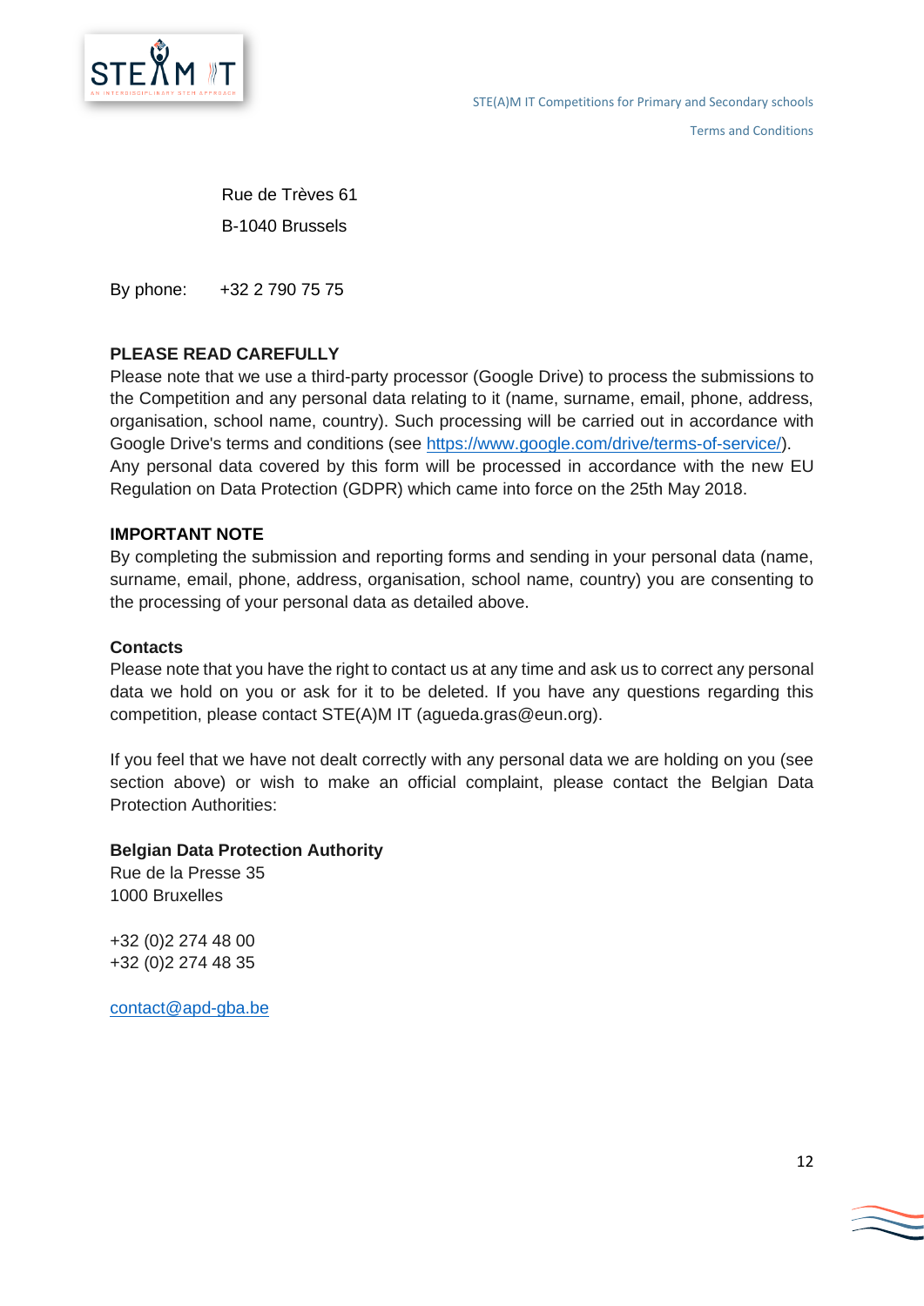Rue de Trèves 61

B-1040 Brussels

By phone: +32 2 790 75 75

**PLEASE READ CAREFULLY**

Please note that we use a third-party processor (Google Drive) to process the submissions to the Competition and any personal data relating to it (name, surname, email, phone, address, organisation, school name, country). Such processing will be carried out in accordance with Google Drive's terms and conditions (see https://www.google.com/drive/terms-of-service/). Any personal data covered by this form will be processed in accordance with the new EU Regulation on Data Protection (GDPR) which came into force on the 25th May 2018.

**IMPORTANT NOTE**

By completing the submission and reporting forms and sending in your personal data (name, surname, email, phone, address, organisation, school name, country) you are consenting to the processing of your personal data as detailed above.

**Contacts**

Please note that you have the right to contact us at any time and ask us to correct any personal data we hold on you or ask for it to be deleted. If you have any questions regarding this competition, please contact STE(A)M IT (agueda.gras@eun.org).

If you feel that we have not dealt correctly with any personal data we are holding on you (see section above) or wish to make an official complaint, please contact the Belgian Data Protection Authorities:

**Belgian Data Protection Authority**
Rue de la Presse 35
1000 Bruxelles

+32 (0)2 274 48 00
+32 (0)2 274 48 35

contact@apd-gba.be